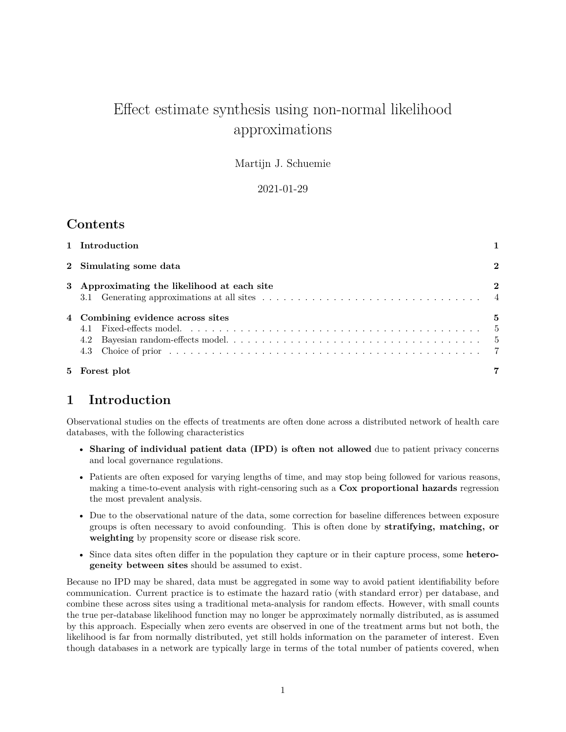# Effect estimate synthesis using non-normal likelihood approximations

Martijn J. Schuemie

2021-01-29

## Contents

- 1 Introduction 1
- 2 Simulating some data 2
- 3 Approximating the likelihood at each site 2
  - 3.1 Generating approximations at all sites 4
- 4 Combining evidence across sites 5
  - 4.1 Fixed-effects model. 5
  - 4.2 Bayesian random-effects model. 5
  - 4.3 Choice of prior 7
- 5 Forest plot 7

## 1 Introduction

Observational studies on the effects of treatments are often done across a distributed network of health care databases, with the following characteristics

- **Sharing of individual patient data (IPD) is often not allowed** due to patient privacy concerns and local governance regulations.
- Patients are often exposed for varying lengths of time, and may stop being followed for various reasons, making a time-to-event analysis with right-censoring such as a **Cox proportional hazards** regression the most prevalent analysis.
- Due to the observational nature of the data, some correction for baseline differences between exposure groups is often necessary to avoid confounding. This is often done by **stratifying, matching, or weighting** by propensity score or disease risk score.
- Since data sites often differ in the population they capture or in their capture process, some **heterogeneity between sites** should be assumed to exist.

Because no IPD may be shared, data must be aggregated in some way to avoid patient identifiability before communication. Current practice is to estimate the hazard ratio (with standard error) per database, and combine these across sites using a traditional meta-analysis for random effects. However, with small counts the true per-database likelihood function may no longer be approximately normally distributed, as is assumed by this approach. Especially when zero events are observed in one of the treatment arms but not both, the likelihood is far from normally distributed, yet still holds information on the parameter of interest. Even though databases in a network are typically large in terms of the total number of patients covered, when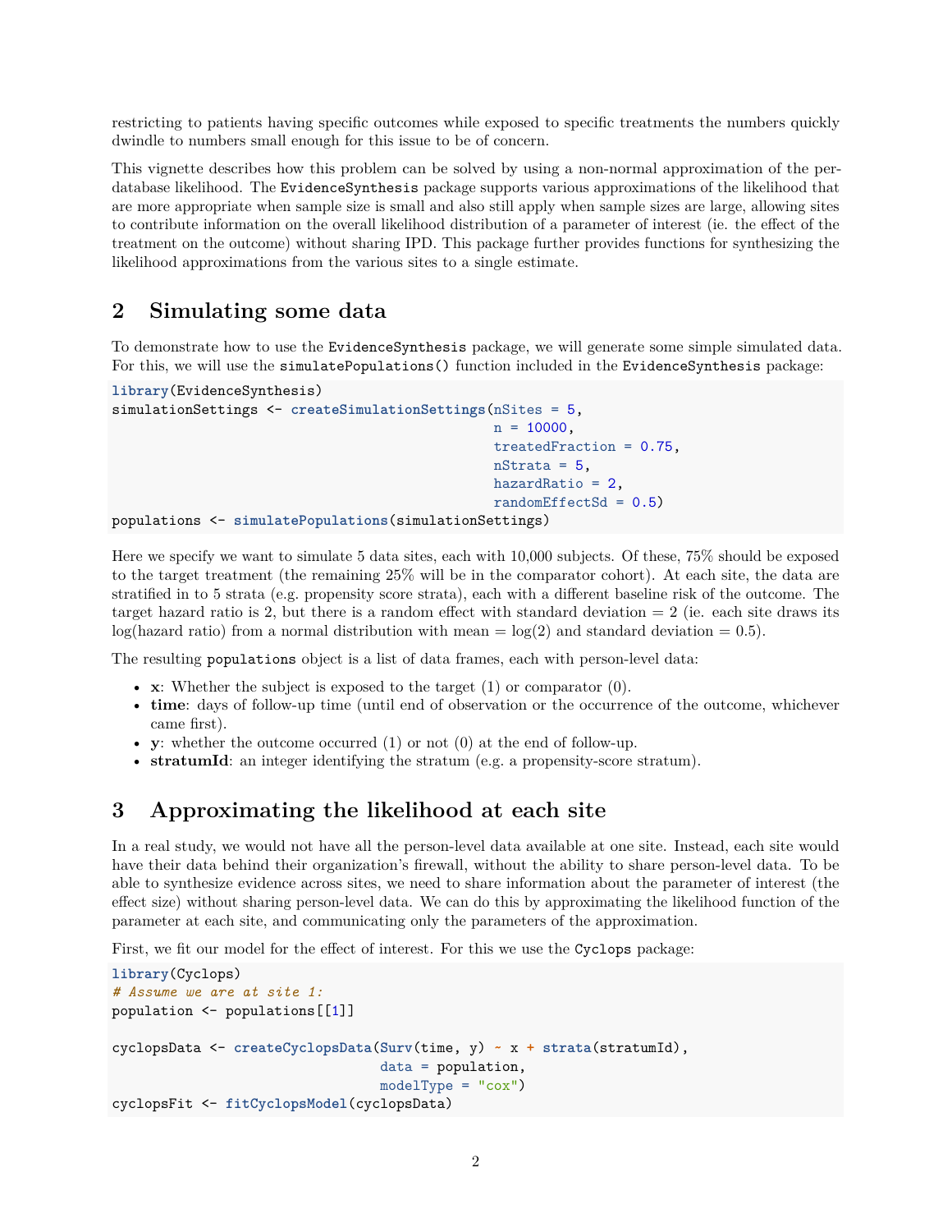restricting to patients having specific outcomes while exposed to specific treatments the numbers quickly dwindle to numbers small enough for this issue to be of concern.

This vignette describes how this problem can be solved by using a non-normal approximation of the per-database likelihood. The `EvidenceSynthesis` package supports various approximations of the likelihood that are more appropriate when sample size is small and also still apply when sample sizes are large, allowing sites to contribute information on the overall likelihood distribution of a parameter of interest (ie. the effect of the treatment on the outcome) without sharing IPD. This package further provides functions for synthesizing the likelihood approximations from the various sites to a single estimate.

## 2 Simulating some data

To demonstrate how to use the `EvidenceSynthesis` package, we will generate some simple simulated data. For this, we will use the `simulatePopulations()` function included in the `EvidenceSynthesis` package:

```
library(EvidenceSynthesis)
simulationSettings <- createSimulationSettings(nSites = 5,
                                               n = 10000,
                                               treatedFraction = 0.75,
                                               nStrata = 5,
                                               hazardRatio = 2,
                                               randomEffectSd = 0.5)
populations <- simulatePopulations(simulationSettings)
```

Here we specify we want to simulate 5 data sites, each with 10,000 subjects. Of these, 75% should be exposed to the target treatment (the remaining 25% will be in the comparator cohort). At each site, the data are stratified in to 5 strata (e.g. propensity score strata), each with a different baseline risk of the outcome. The target hazard ratio is 2, but there is a random effect with standard deviation = 2 (ie. each site draws its log(hazard ratio) from a normal distribution with mean = log(2) and standard deviation = 0.5).

The resulting `populations` object is a list of data frames, each with person-level data:

- **x**: Whether the subject is exposed to the target (1) or comparator (0).
- **time**: days of follow-up time (until end of observation or the occurrence of the outcome, whichever came first).
- **y**: whether the outcome occurred (1) or not (0) at the end of follow-up.
- **stratumId**: an integer identifying the stratum (e.g. a propensity-score stratum).

## 3 Approximating the likelihood at each site

In a real study, we would not have all the person-level data available at one site. Instead, each site would have their data behind their organization's firewall, without the ability to share person-level data. To be able to synthesize evidence across sites, we need to share information about the parameter of interest (the effect size) without sharing person-level data. We can do this by approximating the likelihood function of the parameter at each site, and communicating only the parameters of the approximation.

First, we fit our model for the effect of interest. For this we use the `Cyclops` package:

```
library(Cyclops)
# Assume we are at site 1:
population <- populations[[1]]

cyclopsData <- createCyclopsData(Surv(time, y) ~ x + strata(stratumId),
                                 data = population,
                                 modelType = "cox")
cyclopsFit <- fitCyclopsModel(cyclopsData)
```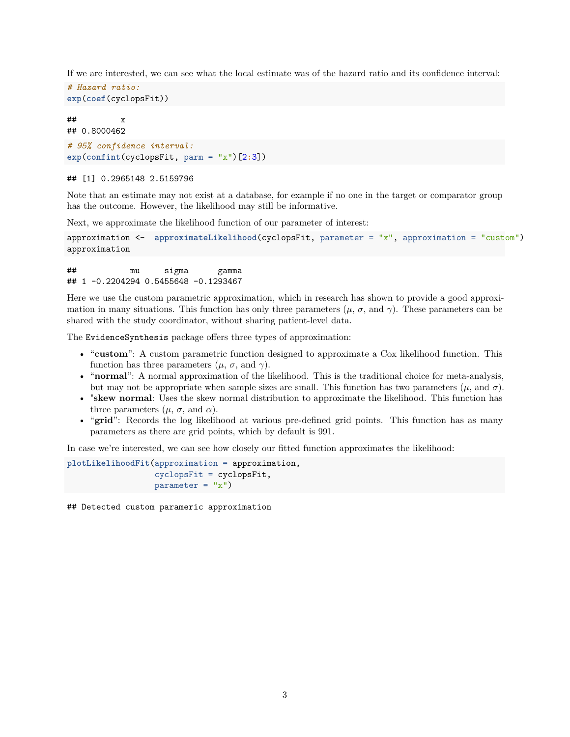If we are interested, we can see what the local estimate was of the hazard ratio and its confidence interval:

```
# Hazard ratio:
exp(coef(cyclopsFit))
```

```
##         x 
## 0.8000462
```

```
# 95% confidence interval:
exp(confint(cyclopsFit, parm = "x")[2:3])
```

```
## [1] 0.2965148 2.5159796
```

Note that an estimate may not exist at a database, for example if no one in the target or comparator group has the outcome. However, the likelihood may still be informative.

Next, we approximate the likelihood function of our parameter of interest:

```
approximation <-  approximateLikelihood(cyclopsFit, parameter = "x", approximation = "custom")
approximation
```

```
##           mu     sigma      gamma
## 1 -0.2204294 0.5455648 -0.1293467
```

Here we use the custom parametric approximation, which in research has shown to provide a good approximation in many situations. This function has only three parameters ($\mu$, $\sigma$, and $\gamma$). These parameters can be shared with the study coordinator, without sharing patient-level data.

The `EvidenceSynthesis` package offers three types of approximation:

- "**custom**": A custom parametric function designed to approximate a Cox likelihood function. This function has three parameters ($\mu$, $\sigma$, and $\gamma$).
- "**normal**": A normal approximation of the likelihood. This is the traditional choice for meta-analysis, but may not be appropriate when sample sizes are small. This function has two parameters ($\mu$, and $\sigma$).
- "**skew normal**: Uses the skew normal distribution to approximate the likelihood. This function has three parameters ($\mu$, $\sigma$, and $\alpha$).
- "**grid**": Records the log likelihood at various pre-defined grid points. This function has as many parameters as there are grid points, which by default is 991.

In case we're interested, we can see how closely our fitted function approximates the likelihood:

```
plotLikelihoodFit(approximation = approximation,
                  cyclopsFit = cyclopsFit,
                  parameter = "x")
```

```
## Detected custom parameric approximation
```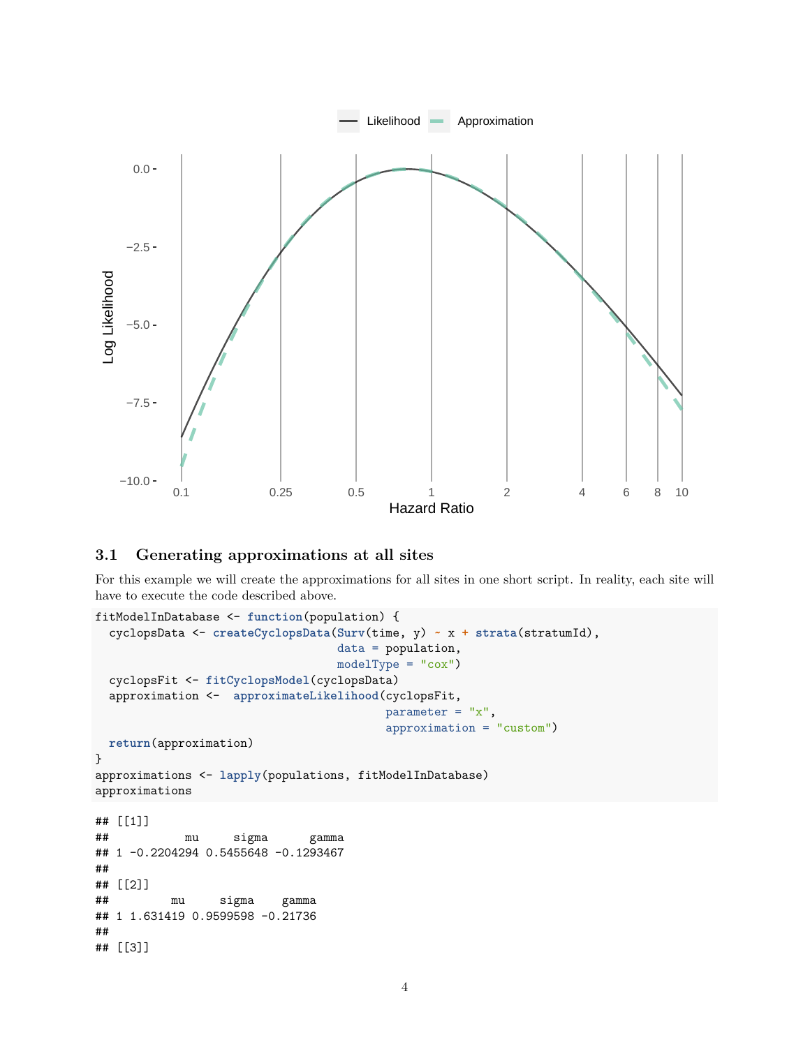### 3.1 Generating approximations at all sites

For this example we will create the approximations for all sites in one short script. In reality, each site will have to execute the code described above.

```
fitModelInDatabase <- function(population) {
  cyclopsData <- createCyclopsData(Surv(time, y) ~ x + strata(stratumId),
                                   data = population,
                                   modelType = "cox")
  cyclopsFit <- fitCyclopsModel(cyclopsData)
  approximation <-  approximateLikelihood(cyclopsFit,
                                          parameter = "x",
                                          approximation = "custom")
  return(approximation)
}
approximations <- lapply(populations, fitModelInDatabase)
approximations
```

```
## [[1]]
##           mu     sigma      gamma
## 1 -0.2204294 0.5455648 -0.1293467
##
## [[2]]
##         mu     sigma    gamma
## 1 1.631419 0.9599598 -0.21736
##
## [[3]]
```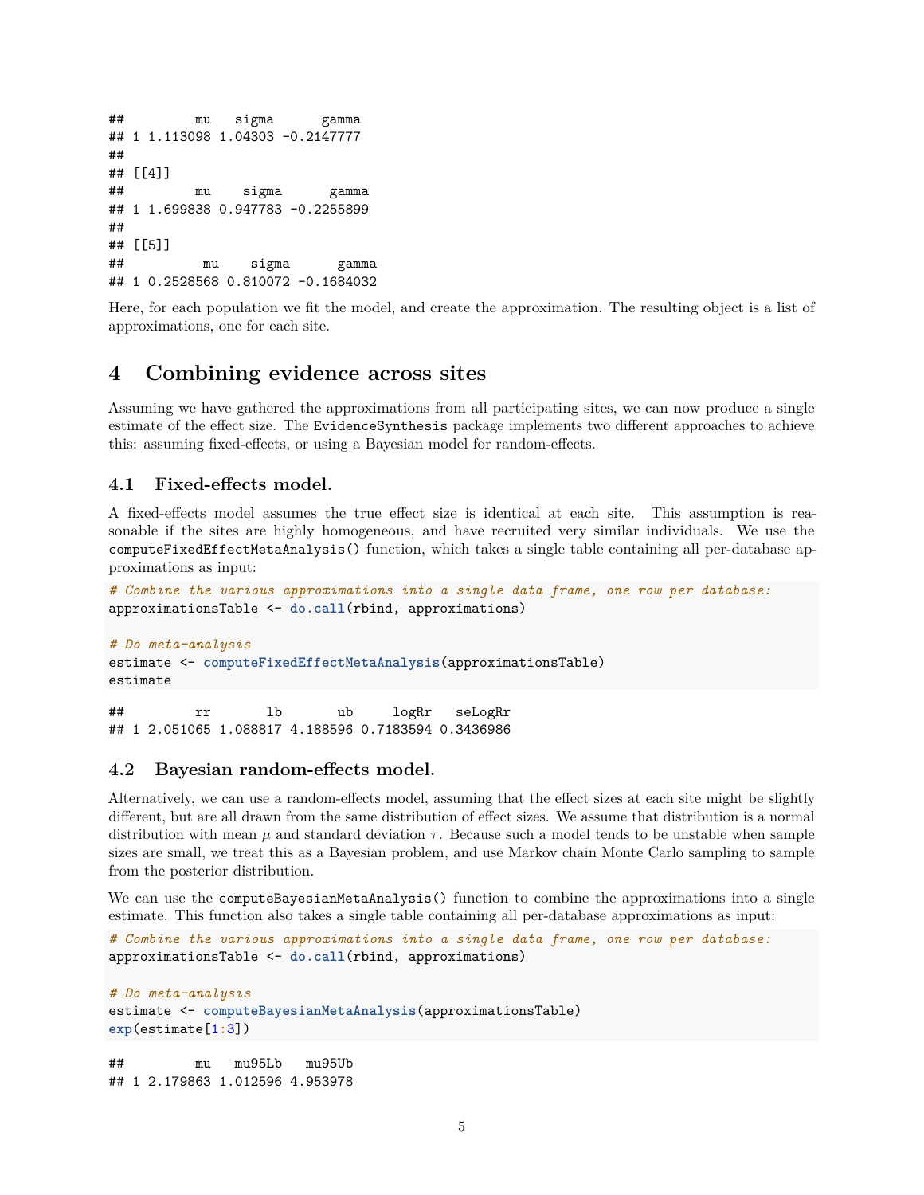```
##         mu   sigma      gamma
## 1 1.113098 1.04303 -0.2147777
##
## [[4]]
##         mu    sigma      gamma
## 1 1.699838 0.947783 -0.2255899
##
## [[5]]
##          mu    sigma      gamma
## 1 0.2528568 0.810072 -0.1684032
```

Here, for each population we fit the model, and create the approximation. The resulting object is a list of approximations, one for each site.

# 4 Combining evidence across sites

Assuming we have gathered the approximations from all participating sites, we can now produce a single estimate of the effect size. The `EvidenceSynthesis` package implements two different approaches to achieve this: assuming fixed-effects, or using a Bayesian model for random-effects.

## 4.1 Fixed-effects model.

A fixed-effects model assumes the true effect size is identical at each site. This assumption is reasonable if the sites are highly homogeneous, and have recruited very similar individuals. We use the `computeFixedEffectMetaAnalysis()` function, which takes a single table containing all per-database approximations as input:

```
# Combine the various approximations into a single data frame, one row per database:
approximationsTable <- do.call(rbind, approximations)

# Do meta-analysis
estimate <- computeFixedEffectMetaAnalysis(approximationsTable)
estimate
```

```
##         rr       lb       ub     logRr   seLogRr
## 1 2.051065 1.088817 4.188596 0.7183594 0.3436986
```

## 4.2 Bayesian random-effects model.

Alternatively, we can use a random-effects model, assuming that the effect sizes at each site might be slightly different, but are all drawn from the same distribution of effect sizes. We assume that distribution is a normal distribution with mean $\mu$ and standard deviation $\tau$. Because such a model tends to be unstable when sample sizes are small, we treat this as a Bayesian problem, and use Markov chain Monte Carlo sampling to sample from the posterior distribution.

We can use the `computeBayesianMetaAnalysis()` function to combine the approximations into a single estimate. This function also takes a single table containing all per-database approximations as input:

```
# Combine the various approximations into a single data frame, one row per database:
approximationsTable <- do.call(rbind, approximations)

# Do meta-analysis
estimate <- computeBayesianMetaAnalysis(approximationsTable)
exp(estimate[1:3])
```

```
##         mu   mu95Lb   mu95Ub
## 1 2.179863 1.012596 4.953978
```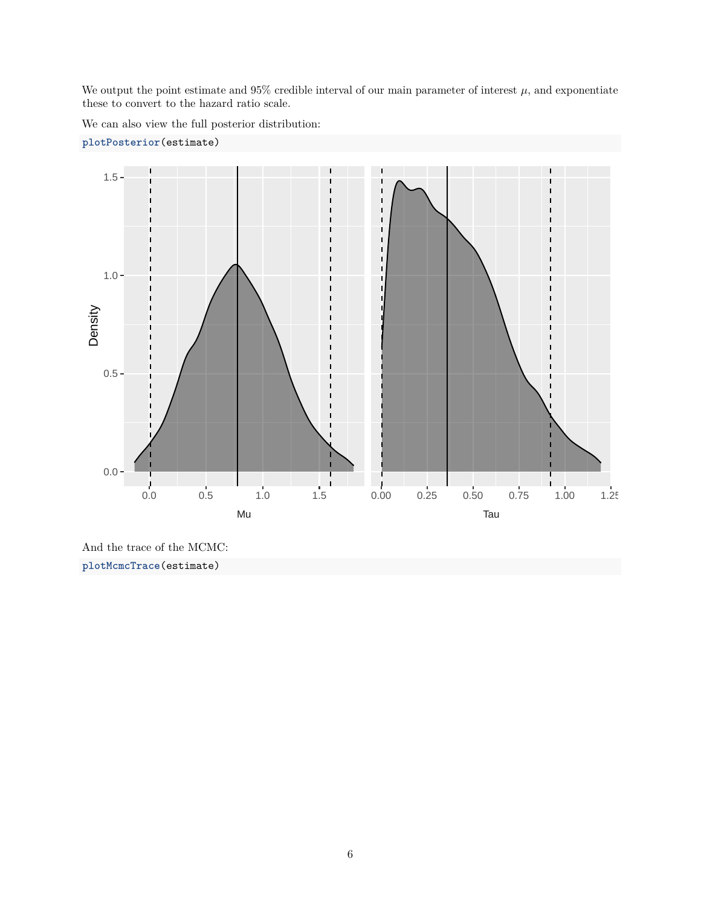We output the point estimate and 95% credible interval of our main parameter of interest $\mu$, and exponentiate these to convert to the hazard ratio scale.

We can also view the full posterior distribution:

```
plotPosterior(estimate)
```

And the trace of the MCMC:

```
plotMcmcTrace(estimate)
```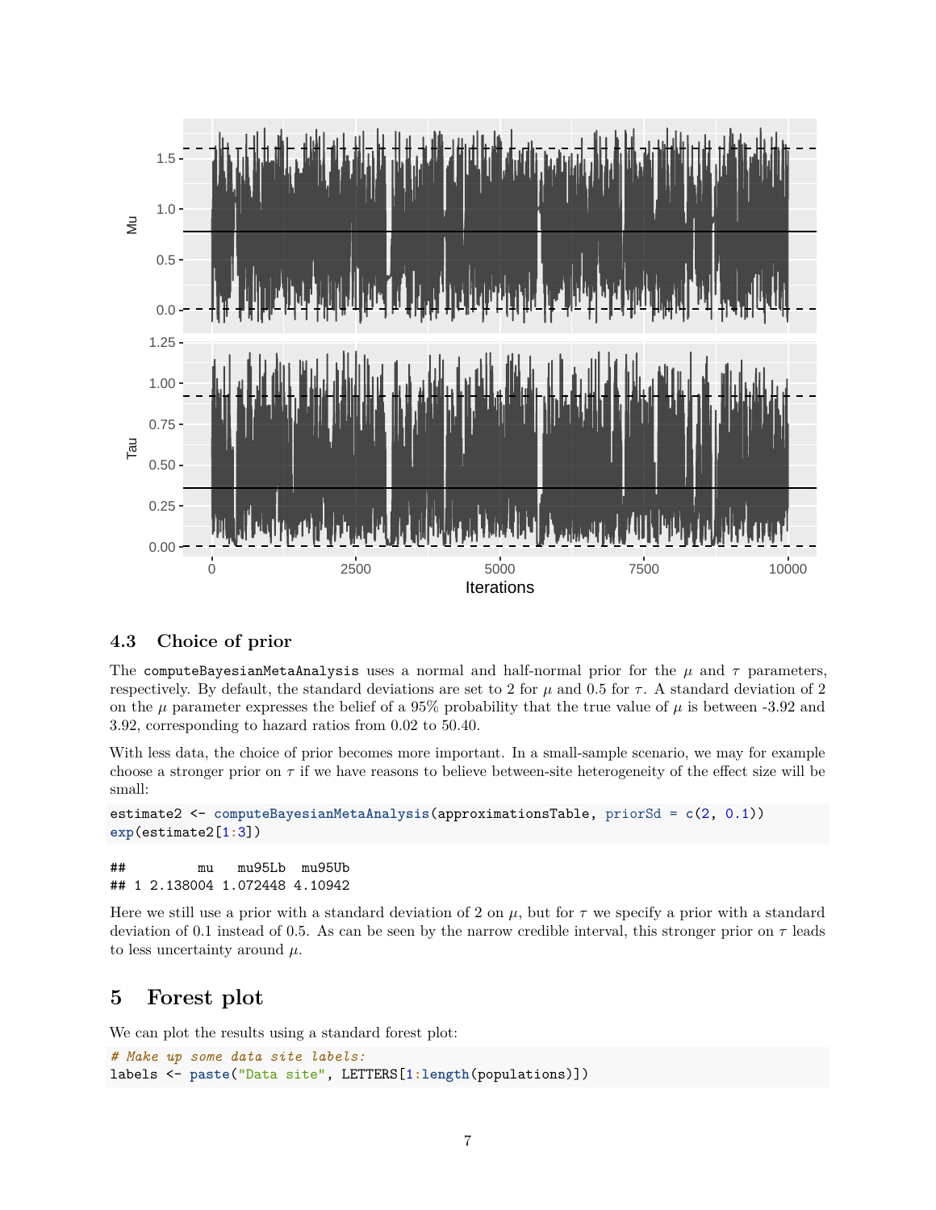### 4.3 Choice of prior

The `computeBayesianMetaAnalysis` uses a normal and half-normal prior for the $\mu$ and $\tau$ parameters, respectively. By default, the standard deviations are set to 2 for $\mu$ and 0.5 for $\tau$. A standard deviation of 2 on the $\mu$ parameter expresses the belief of a 95% probability that the true value of $\mu$ is between -3.92 and 3.92, corresponding to hazard ratios from 0.02 to 50.40.

With less data, the choice of prior becomes more important. In a small-sample scenario, we may for example choose a stronger prior on $\tau$ if we have reasons to believe between-site heterogeneity of the effect size will be small:

```
estimate2 <- computeBayesianMetaAnalysis(approximationsTable, priorSd = c(2, 0.1))
exp(estimate2[1:3])
```

```
##         mu   mu95Lb  mu95Ub
## 1 2.138004 1.072448 4.10942
```

Here we still use a prior with a standard deviation of 2 on $\mu$, but for $\tau$ we specify a prior with a standard deviation of 0.1 instead of 0.5. As can be seen by the narrow credible interval, this stronger prior on $\tau$ leads to less uncertainty around $\mu$.

## 5 Forest plot

We can plot the results using a standard forest plot:

```
# Make up some data site labels:
labels <- paste("Data site", LETTERS[1:length(populations)])
```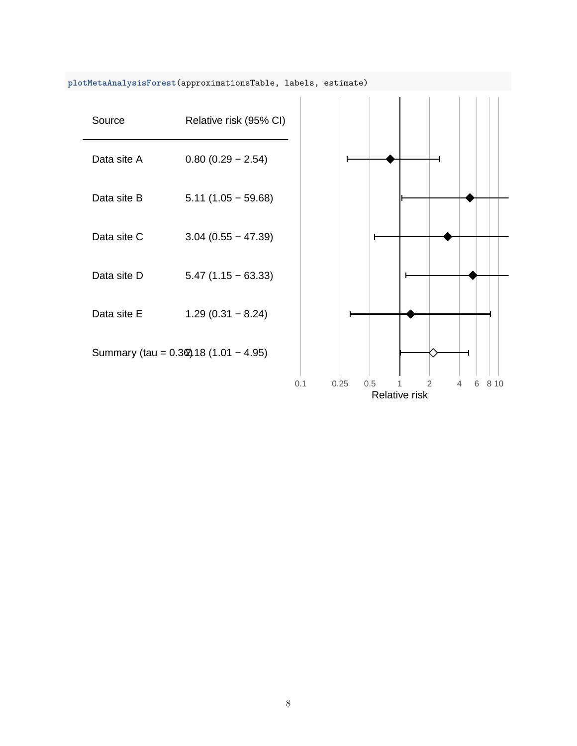```
plotMetaAnalysisForest(approximationsTable, labels, estimate)
```

Source

Relative risk (95% CI)

Data site A

0.80 (0.29 − 2.54)

Data site B

5.11 (1.05 − 59.68)

Data site C

3.04 (0.55 − 47.39)

Data site D

5.47 (1.15 − 63.33)

Data site E

1.29 (0.31 − 8.24)

Summary (tau = 0.36)

2.18 (1.01 − 4.95)

0.1 0.25 0.5 1 2 4 6 8 10

Relative risk